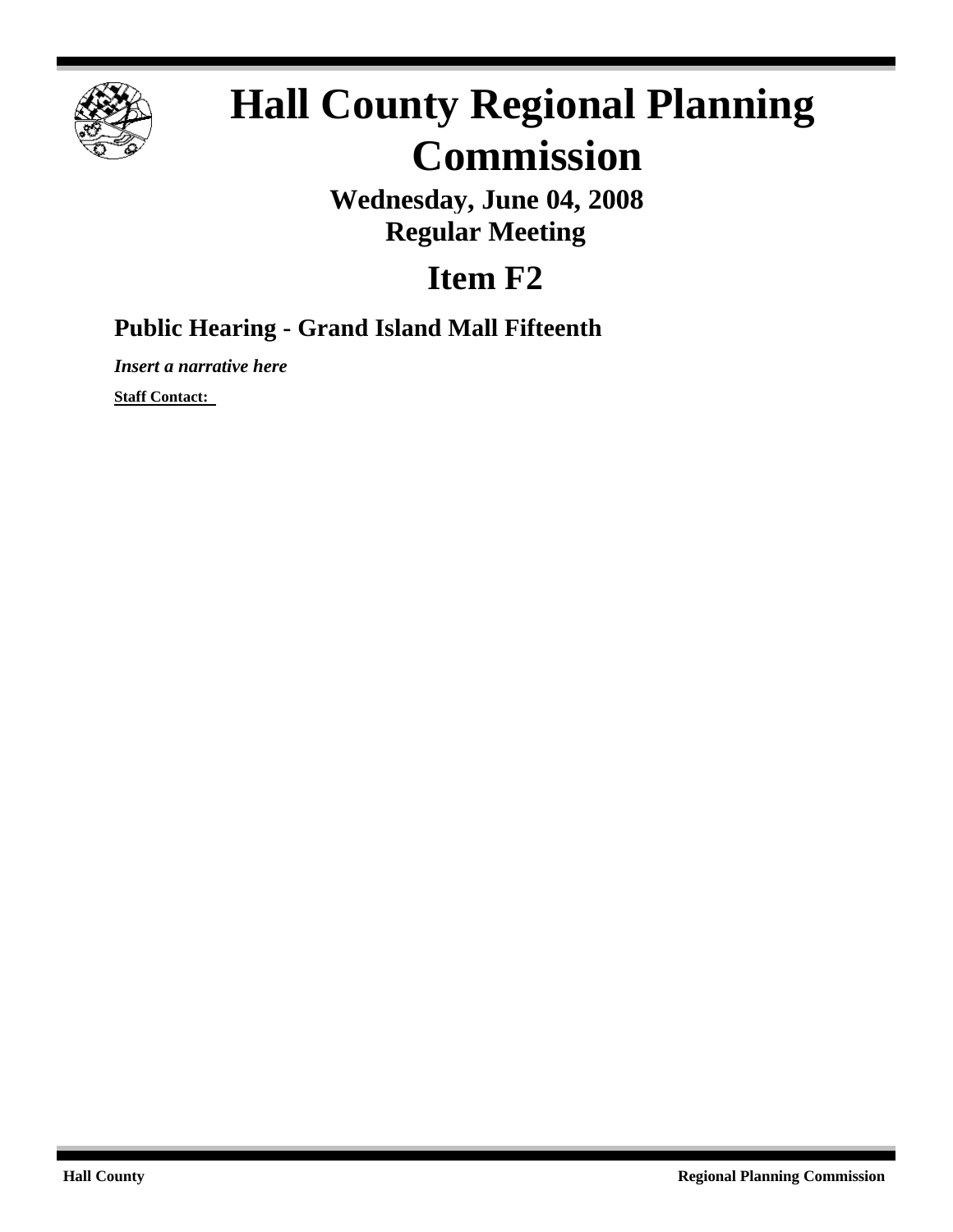# Hall County Regional Planning Commission

**Wednesday, June 04, 2008**
**Regular Meeting**

## Item F2

### Public Hearing - Grand Island Mall Fifteenth

***Insert a narrative here***

**Staff Contact:**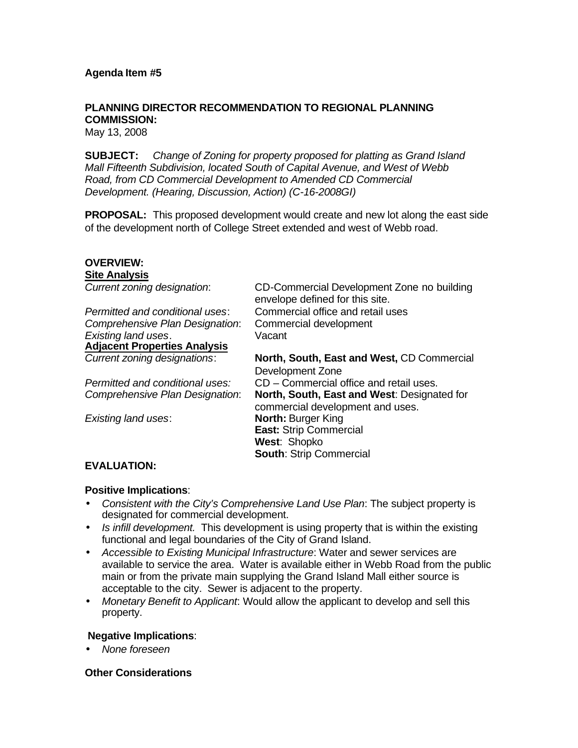**Agenda Item #5**

**PLANNING DIRECTOR RECOMMENDATION TO REGIONAL PLANNING COMMISSION:**
May 13, 2008

**SUBJECT:** *Change of Zoning for property proposed for platting as Grand Island Mall Fifteenth Subdivision, located South of Capital Avenue, and West of Webb Road, from CD Commercial Development to Amended CD Commercial Development. (Hearing, Discussion, Action) (C-16-2008GI)*

**PROPOSAL:** This proposed development would create and new lot along the east side of the development north of College Street extended and west of Webb road.

**OVERVIEW:**

**Site Analysis**

| | |
|---|---|
| *Current zoning designation*: | CD-Commercial Development Zone no building envelope defined for this site. |
| *Permitted and conditional uses*: | Commercial office and retail uses |
| *Comprehensive Plan Designation*: | Commercial development |
| *Existing land uses*. | Vacant |

**Adjacent Properties Analysis**

| | |
|---|---|
| *Current zoning designations*: | **North, South, East and West,** CD Commercial Development Zone |
| *Permitted and conditional uses:* | CD – Commercial office and retail uses. |
| *Comprehensive Plan Designation*: | **North, South, East and West**: Designated for commercial development and uses. |
| *Existing land uses*: | **North:** Burger King<br>**East:** Strip Commercial<br>**West**: Shopko<br>**South**: Strip Commercial |

**EVALUATION:**

**Positive Implications**:

- *Consistent with the City's Comprehensive Land Use Plan*: The subject property is designated for commercial development.
- *Is infill development.* This development is using property that is within the existing functional and legal boundaries of the City of Grand Island.
- *Accessible to Existing Municipal Infrastructure*: Water and sewer services are available to service the area. Water is available either in Webb Road from the public main or from the private main supplying the Grand Island Mall either source is acceptable to the city. Sewer is adjacent to the property.
- *Monetary Benefit to Applicant*: Would allow the applicant to develop and sell this property.

**Negative Implications**:

- *None foreseen*

**Other Considerations**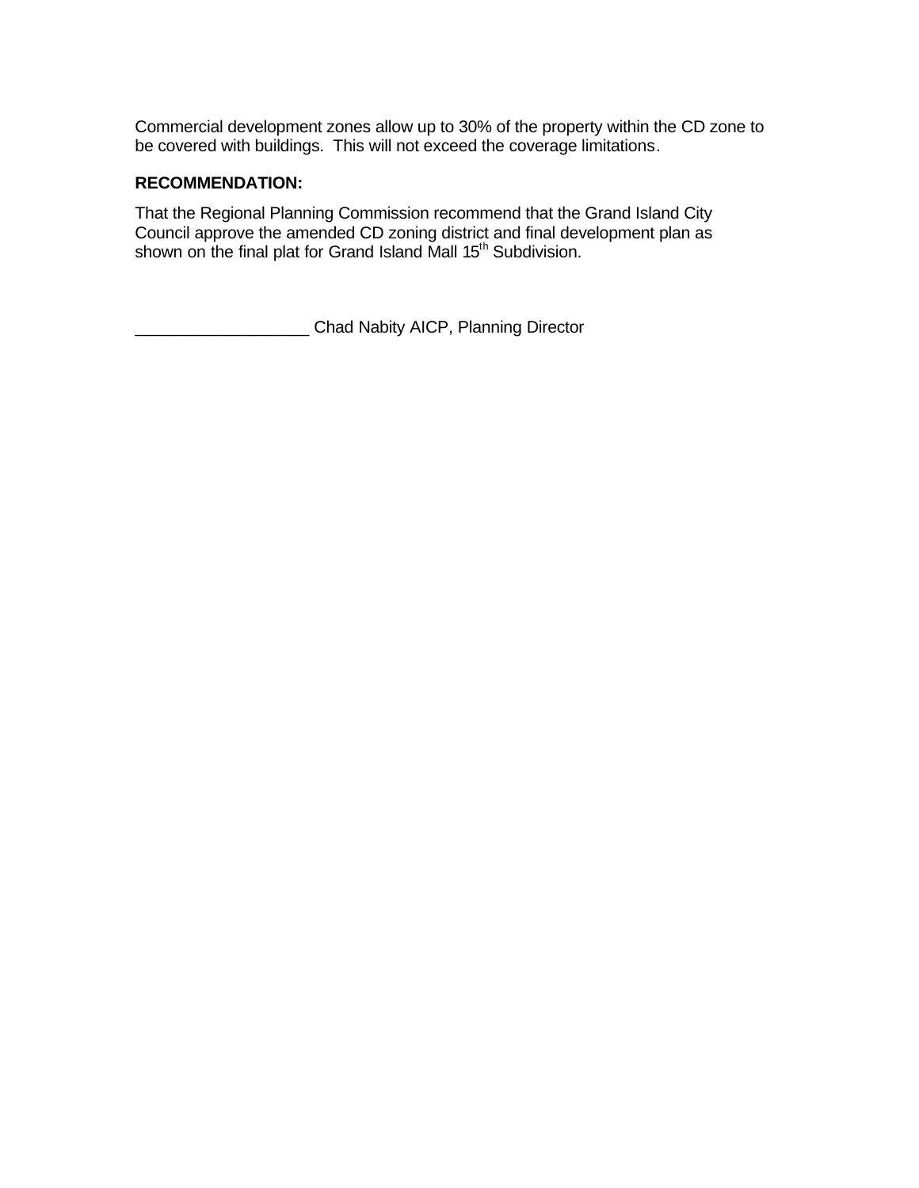Commercial development zones allow up to 30% of the property within the CD zone to be covered with buildings. This will not exceed the coverage limitations.

**RECOMMENDATION:**

That the Regional Planning Commission recommend that the Grand Island City Council approve the amended CD zoning district and final development plan as shown on the final plat for Grand Island Mall 15th Subdivision.

___________________ Chad Nabity AICP, Planning Director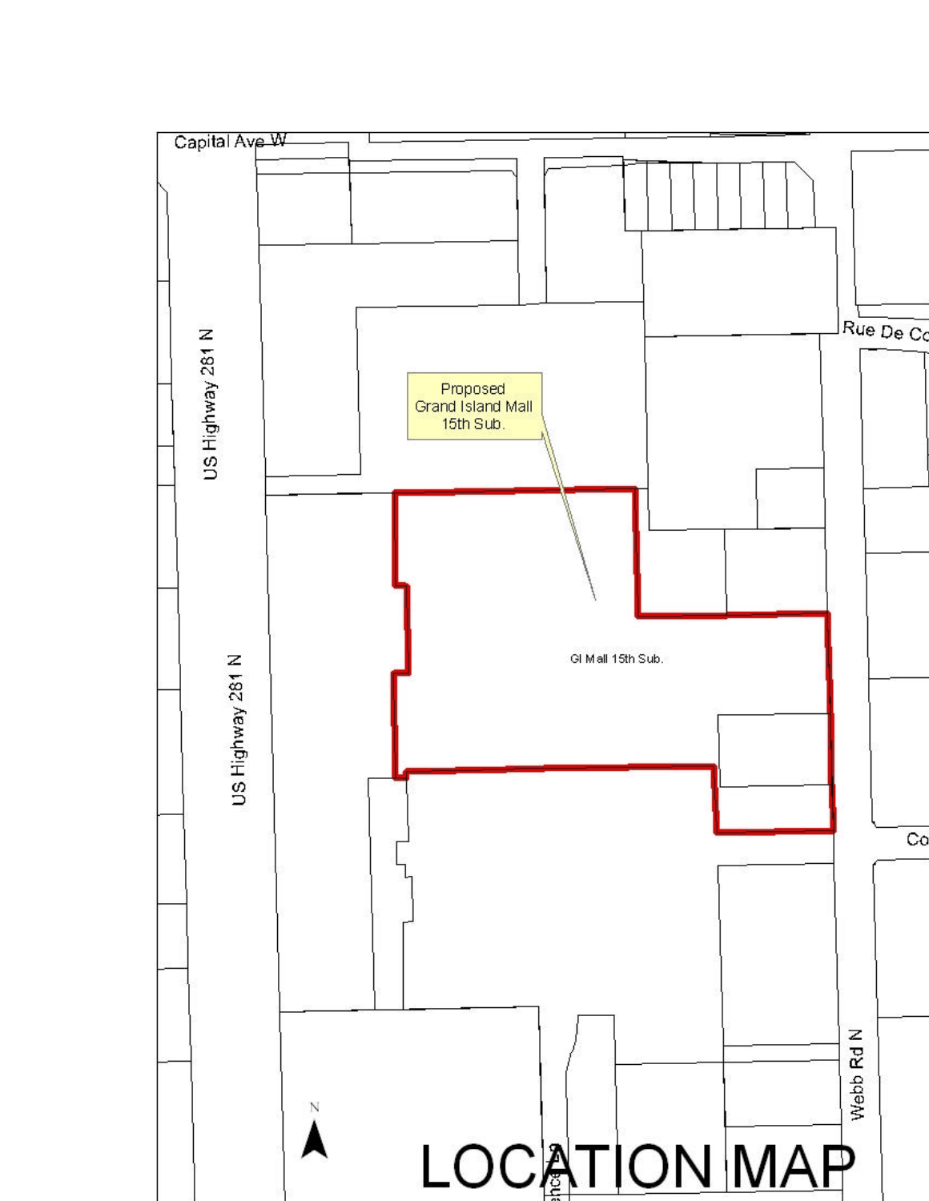Capital Ave W

US Highway 281 N

US Highway 281 N

Rue De Co

Proposed Grand Island Mall 15th Sub.

GI Mall 15th Sub.

Co

Webb Rd N

N

# LOCATION MAP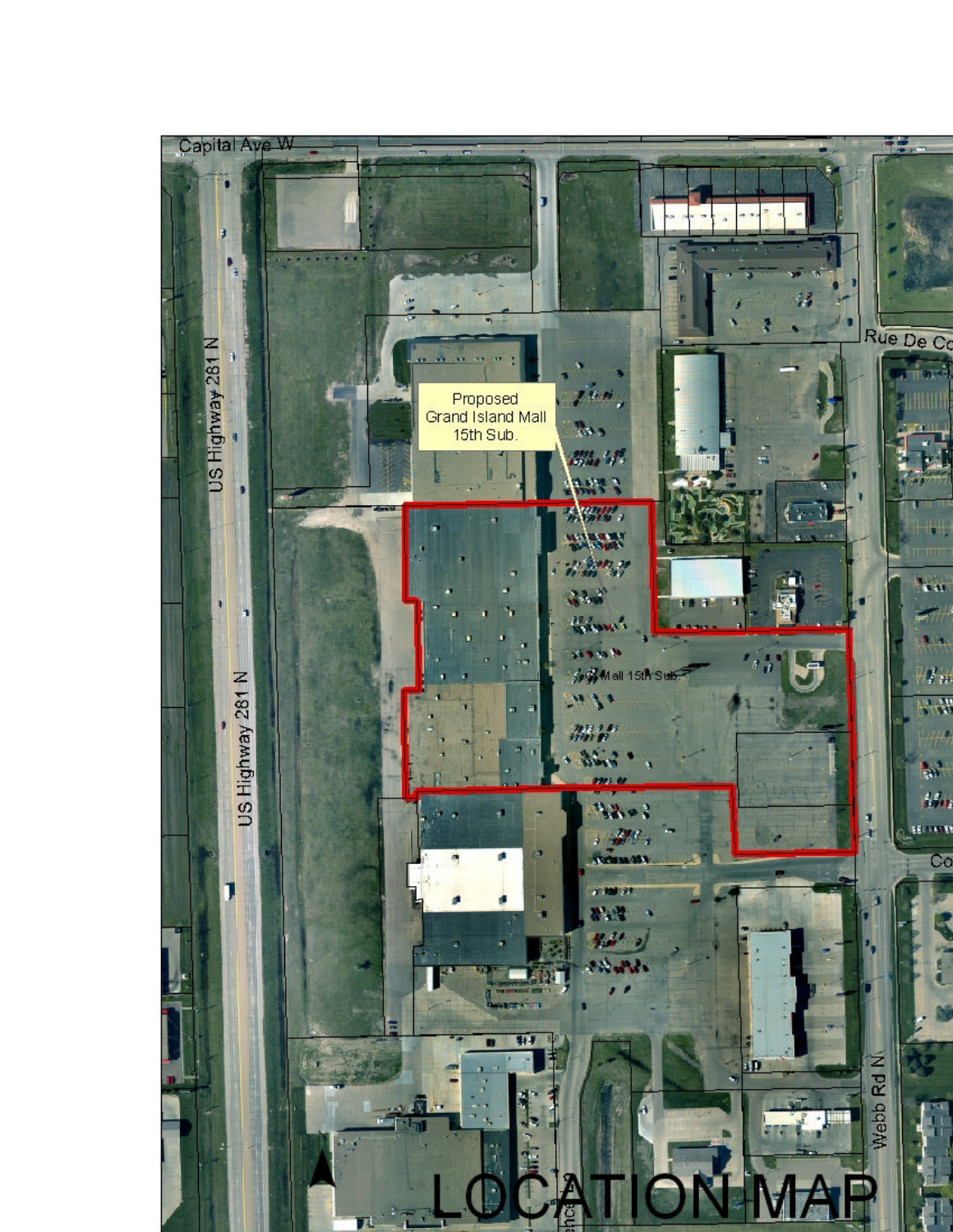Capital Ave W

Rue De Co

Proposed
Grand Island Mall
15th Sub.

Mall 15th Sub

US Highway 281 N

US Highway 281 N

Co

Webb Rd N

LOCATION MAP